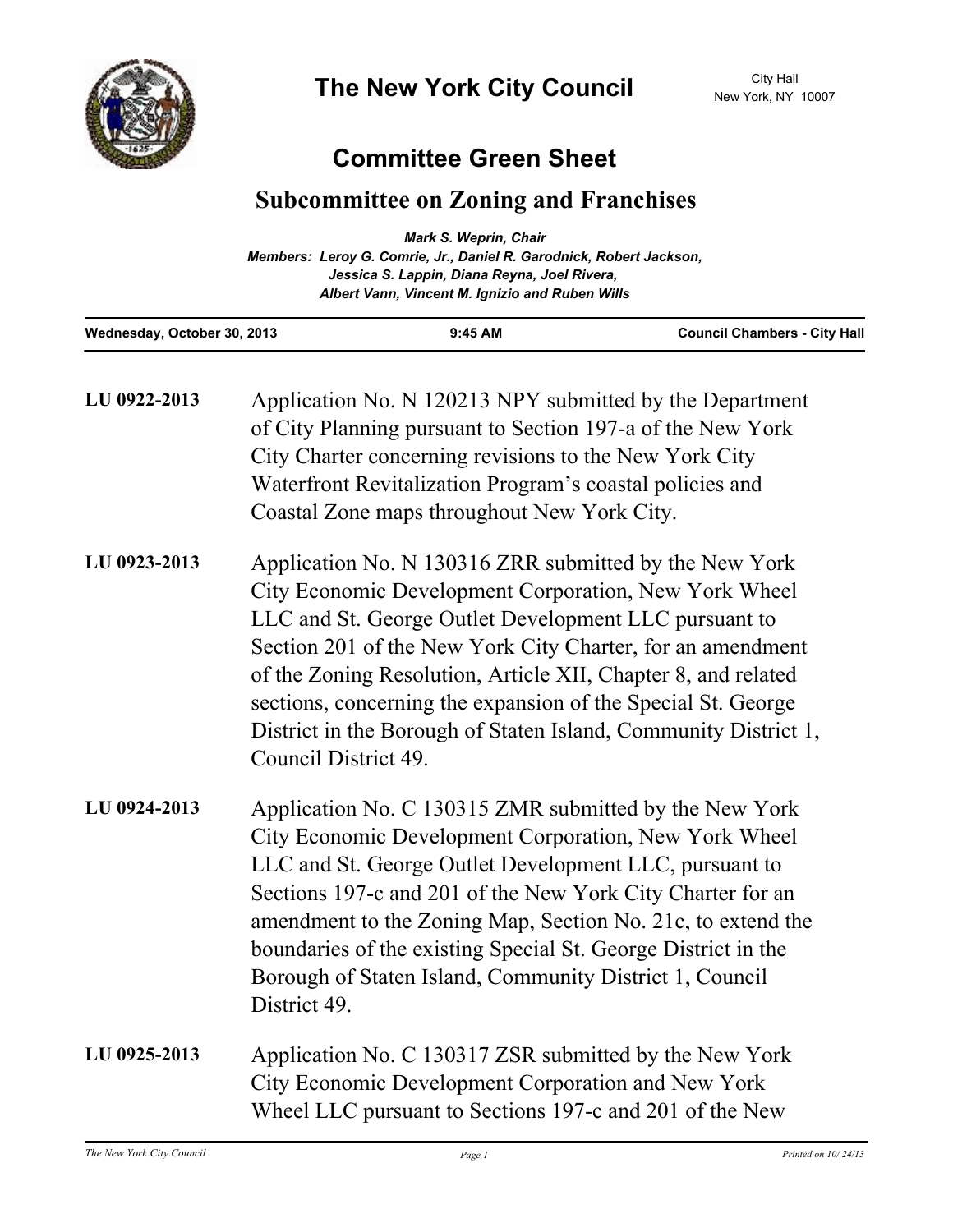# The New York City Council

City Hall
New York, NY 10007

## Committee Green Sheet

## Subcommittee on Zoning and Franchises

*Mark S. Weprin, Chair*

*Members: Leroy G. Comrie, Jr., Daniel R. Garodnick, Robert Jackson, Jessica S. Lappin, Diana Reyna, Joel Rivera, Albert Vann, Vincent M. Ignizio and Ruben Wills*

| Wednesday, October 30, 2013 | 9:45 AM | Council Chambers - City Hall |
|---|---|---|

**LU 0922-2013** Application No. N 120213 NPY submitted by the Department of City Planning pursuant to Section 197-a of the New York City Charter concerning revisions to the New York City Waterfront Revitalization Program's coastal policies and Coastal Zone maps throughout New York City.

**LU 0923-2013** Application No. N 130316 ZRR submitted by the New York City Economic Development Corporation, New York Wheel LLC and St. George Outlet Development LLC pursuant to Section 201 of the New York City Charter, for an amendment of the Zoning Resolution, Article XII, Chapter 8, and related sections, concerning the expansion of the Special St. George District in the Borough of Staten Island, Community District 1, Council District 49.

**LU 0924-2013** Application No. C 130315 ZMR submitted by the New York City Economic Development Corporation, New York Wheel LLC and St. George Outlet Development LLC, pursuant to Sections 197-c and 201 of the New York City Charter for an amendment to the Zoning Map, Section No. 21c, to extend the boundaries of the existing Special St. George District in the Borough of Staten Island, Community District 1, Council District 49.

**LU 0925-2013** Application No. C 130317 ZSR submitted by the New York City Economic Development Corporation and New York Wheel LLC pursuant to Sections 197-c and 201 of the New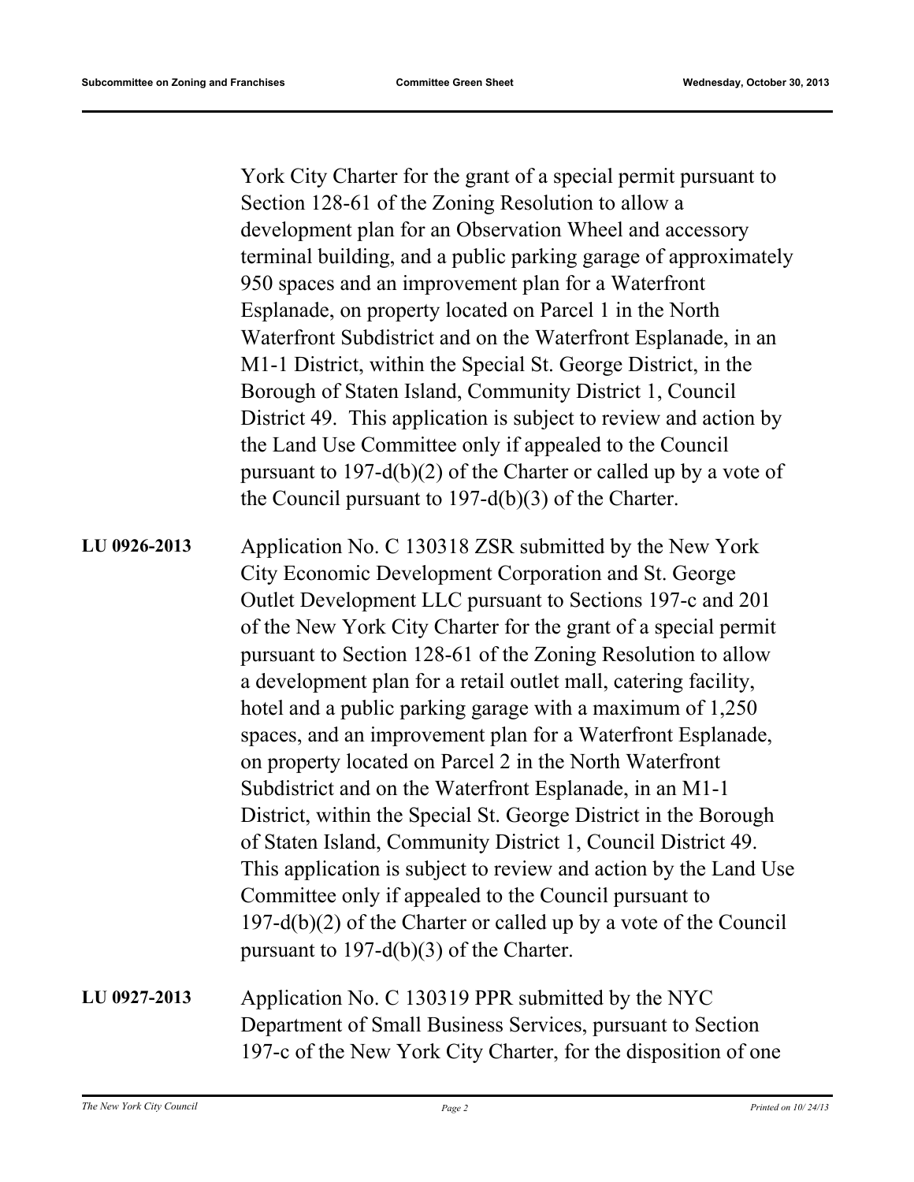York City Charter for the grant of a special permit pursuant to Section 128-61 of the Zoning Resolution to allow a development plan for an Observation Wheel and accessory terminal building, and a public parking garage of approximately 950 spaces and an improvement plan for a Waterfront Esplanade, on property located on Parcel 1 in the North Waterfront Subdistrict and on the Waterfront Esplanade, in an M1-1 District, within the Special St. George District, in the Borough of Staten Island, Community District 1, Council District 49. This application is subject to review and action by the Land Use Committee only if appealed to the Council pursuant to 197-d(b)(2) of the Charter or called up by a vote of the Council pursuant to 197-d(b)(3) of the Charter.

**LU 0926-2013** Application No. C 130318 ZSR submitted by the New York City Economic Development Corporation and St. George Outlet Development LLC pursuant to Sections 197-c and 201 of the New York City Charter for the grant of a special permit pursuant to Section 128-61 of the Zoning Resolution to allow a development plan for a retail outlet mall, catering facility, hotel and a public parking garage with a maximum of 1,250 spaces, and an improvement plan for a Waterfront Esplanade, on property located on Parcel 2 in the North Waterfront Subdistrict and on the Waterfront Esplanade, in an M1-1 District, within the Special St. George District in the Borough of Staten Island, Community District 1, Council District 49. This application is subject to review and action by the Land Use Committee only if appealed to the Council pursuant to 197-d(b)(2) of the Charter or called up by a vote of the Council pursuant to 197-d(b)(3) of the Charter.

**LU 0927-2013** Application No. C 130319 PPR submitted by the NYC Department of Small Business Services, pursuant to Section 197-c of the New York City Charter, for the disposition of one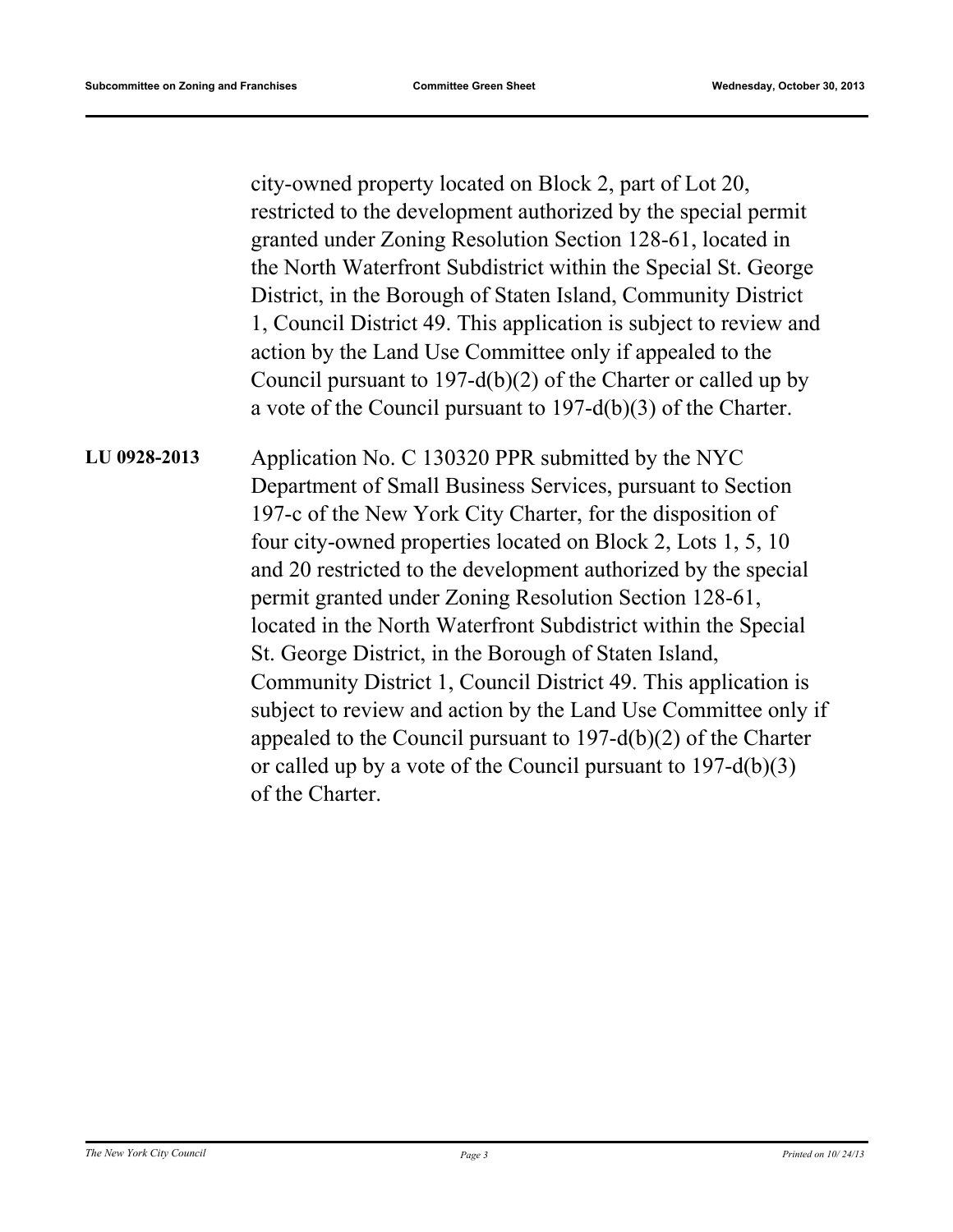city-owned property located on Block 2, part of Lot 20, restricted to the development authorized by the special permit granted under Zoning Resolution Section 128-61, located in the North Waterfront Subdistrict within the Special St. George District, in the Borough of Staten Island, Community District 1, Council District 49. This application is subject to review and action by the Land Use Committee only if appealed to the Council pursuant to 197-d(b)(2) of the Charter or called up by a vote of the Council pursuant to 197-d(b)(3) of the Charter.

**LU 0928-2013** Application No. C 130320 PPR submitted by the NYC Department of Small Business Services, pursuant to Section 197-c of the New York City Charter, for the disposition of four city-owned properties located on Block 2, Lots 1, 5, 10 and 20 restricted to the development authorized by the special permit granted under Zoning Resolution Section 128-61, located in the North Waterfront Subdistrict within the Special St. George District, in the Borough of Staten Island, Community District 1, Council District 49. This application is subject to review and action by the Land Use Committee only if appealed to the Council pursuant to 197-d(b)(2) of the Charter or called up by a vote of the Council pursuant to 197-d(b)(3) of the Charter.